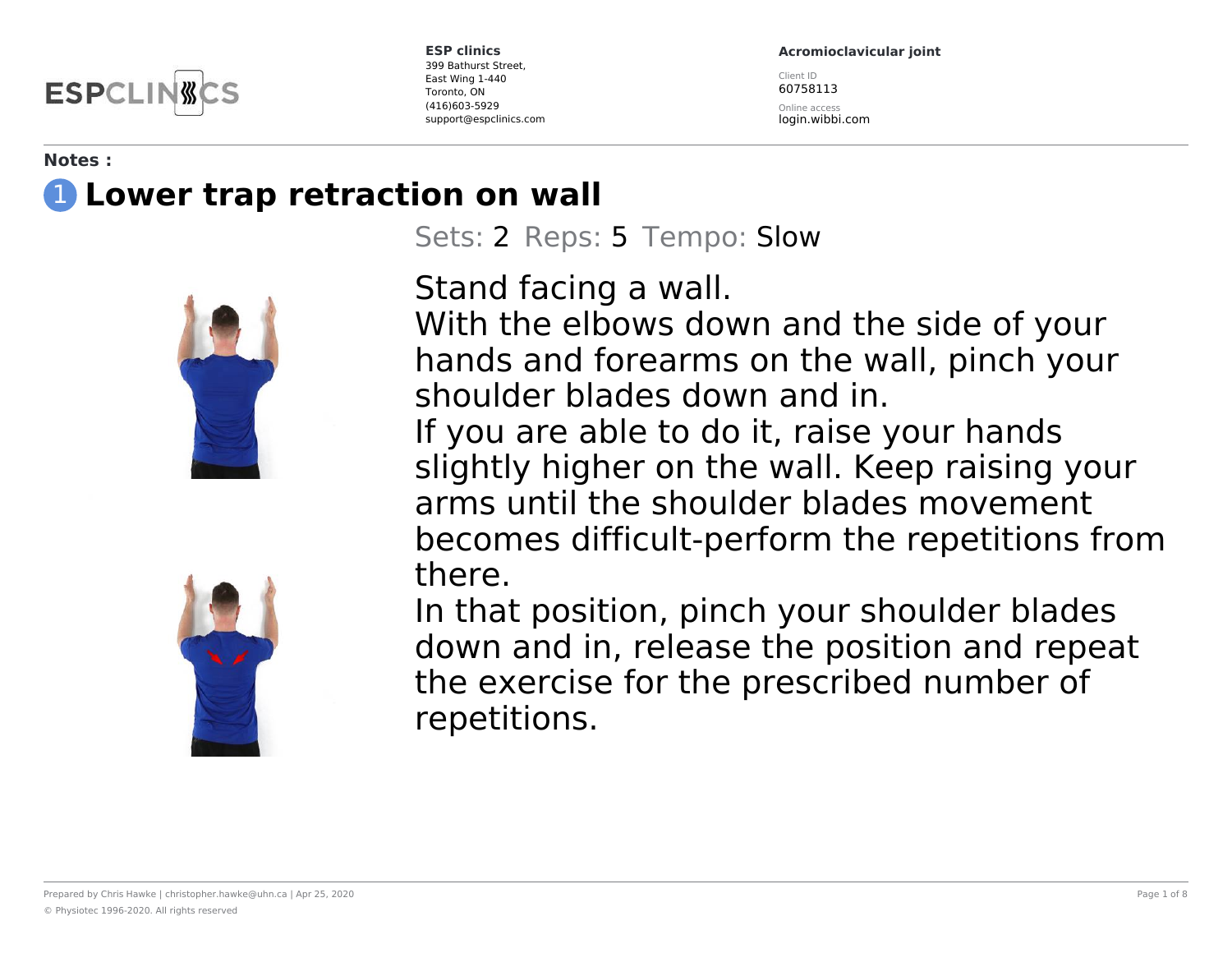**ESP clinics**
399 Bathurst Street,
East Wing 1-440
Toronto, ON
(416)603-5929
support@espclinics.com

**Acromioclavicular joint**

Client ID
60758113

Online access
login.wibbi.com

**Notes :**

# 1 Lower trap retraction on wall

Sets: 2 Reps: 5 Tempo: Slow

Stand facing a wall.
With the elbows down and the side of your hands and forearms on the wall, pinch your shoulder blades down and in.
If you are able to do it, raise your hands slightly higher on the wall. Keep raising your arms until the shoulder blades movement becomes difficult-perform the repetitions from there.
In that position, pinch your shoulder blades down and in, release the position and repeat the exercise for the prescribed number of repetitions.

Prepared by Chris Hawke | christopher.hawke@uhn.ca | Apr 25, 2020

© Physiotec 1996-2020. All rights reserved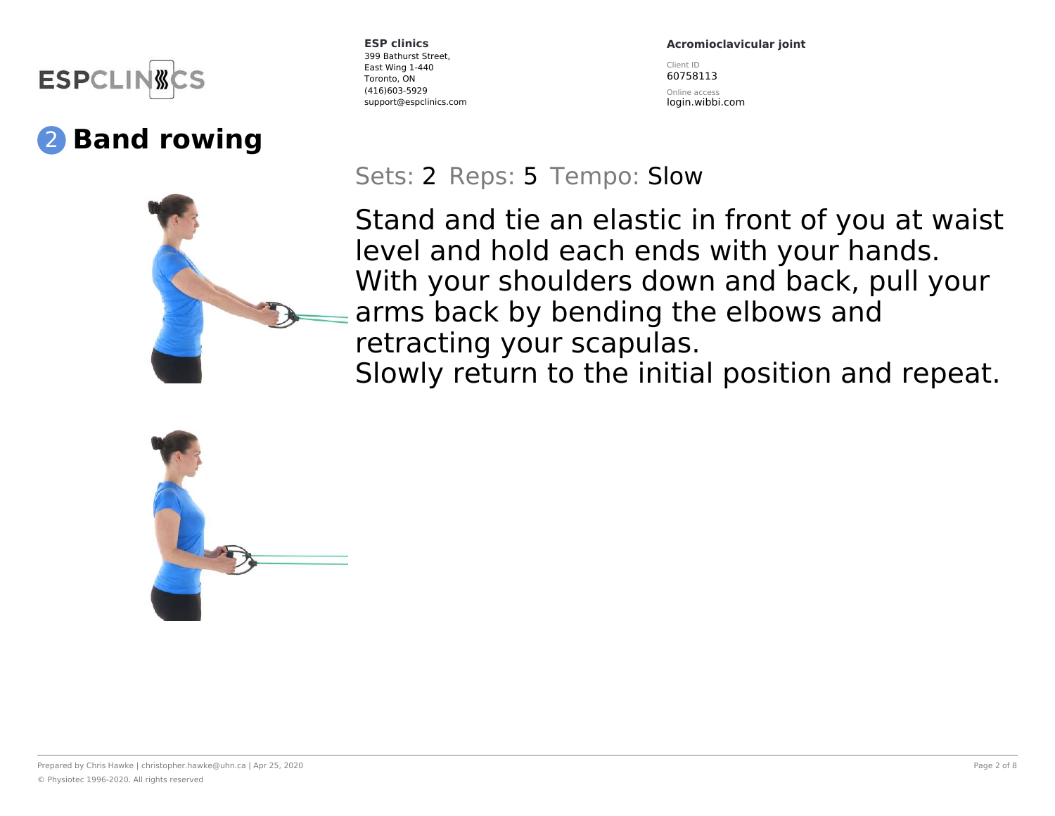ESP clinics
399 Bathurst Street,
East Wing 1-440
Toronto, ON
(416)603-5929
support@espclinics.com

**Acromioclavicular joint**

Client ID
60758113

Online access
login.wibbi.com

## 2 Band rowing

Sets: 2 Reps: 5 Tempo: Slow

Stand and tie an elastic in front of you at waist level and hold each ends with your hands.
With your shoulders down and back, pull your arms back by bending the elbows and retracting your scapulas.
Slowly return to the initial position and repeat.

Prepared by Chris Hawke | christopher.hawke@uhn.ca | Apr 25, 2020

© Physiotec 1996-2020. All rights reserved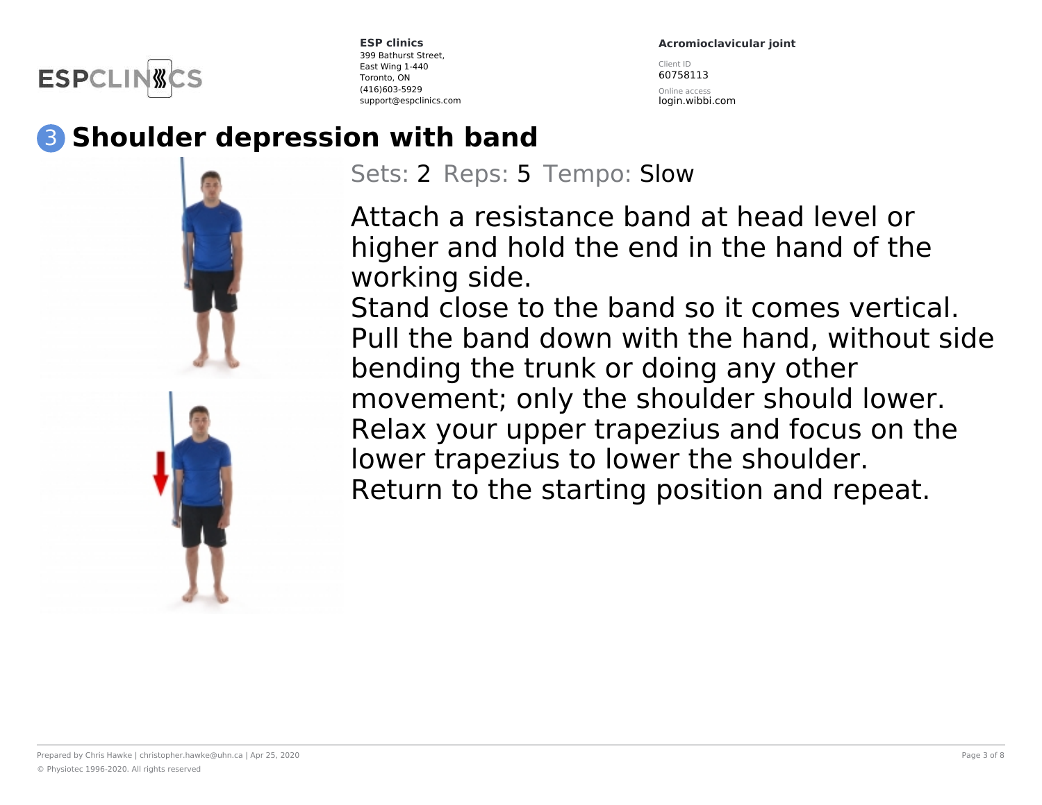ESP clinics
399 Bathurst Street,
East Wing 1-440
Toronto, ON
(416)603-5929
support@espclinics.com

**Acromioclavicular joint**

Client ID
60758113

Online access
login.wibbi.com

# 3 Shoulder depression with band

Sets: 2 Reps: 5 Tempo: Slow

Attach a resistance band at head level or higher and hold the end in the hand of the working side.
Stand close to the band so it comes vertical.
Pull the band down with the hand, without side bending the trunk or doing any other movement; only the shoulder should lower.
Relax your upper trapezius and focus on the lower trapezius to lower the shoulder.
Return to the starting position and repeat.

Prepared by Chris Hawke | christopher.hawke@uhn.ca | Apr 25, 2020

© Physiotec 1996-2020. All rights reserved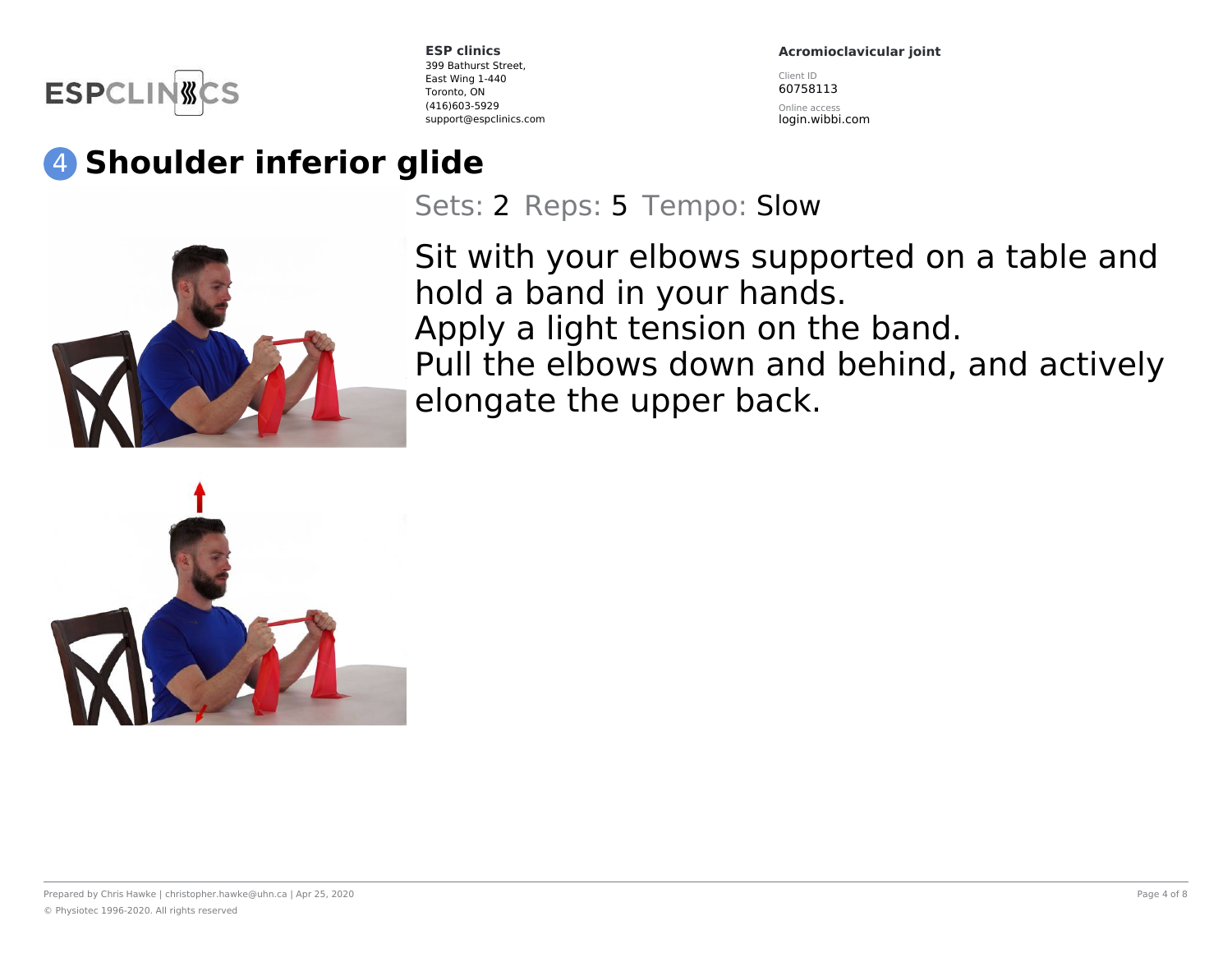**ESP clinics**
399 Bathurst Street,
East Wing 1-440
Toronto, ON
(416)603-5929
support@espclinics.com

**Acromioclavicular joint**

Client ID
60758113

Online access
login.wibbi.com

# 4 Shoulder inferior glide

Sets: 2 Reps: 5 Tempo: Slow

Sit with your elbows supported on a table and hold a band in your hands.
Apply a light tension on the band.
Pull the elbows down and behind, and actively elongate the upper back.

Prepared by Chris Hawke | christopher.hawke@uhn.ca | Apr 25, 2020

© Physiotec 1996-2020. All rights reserved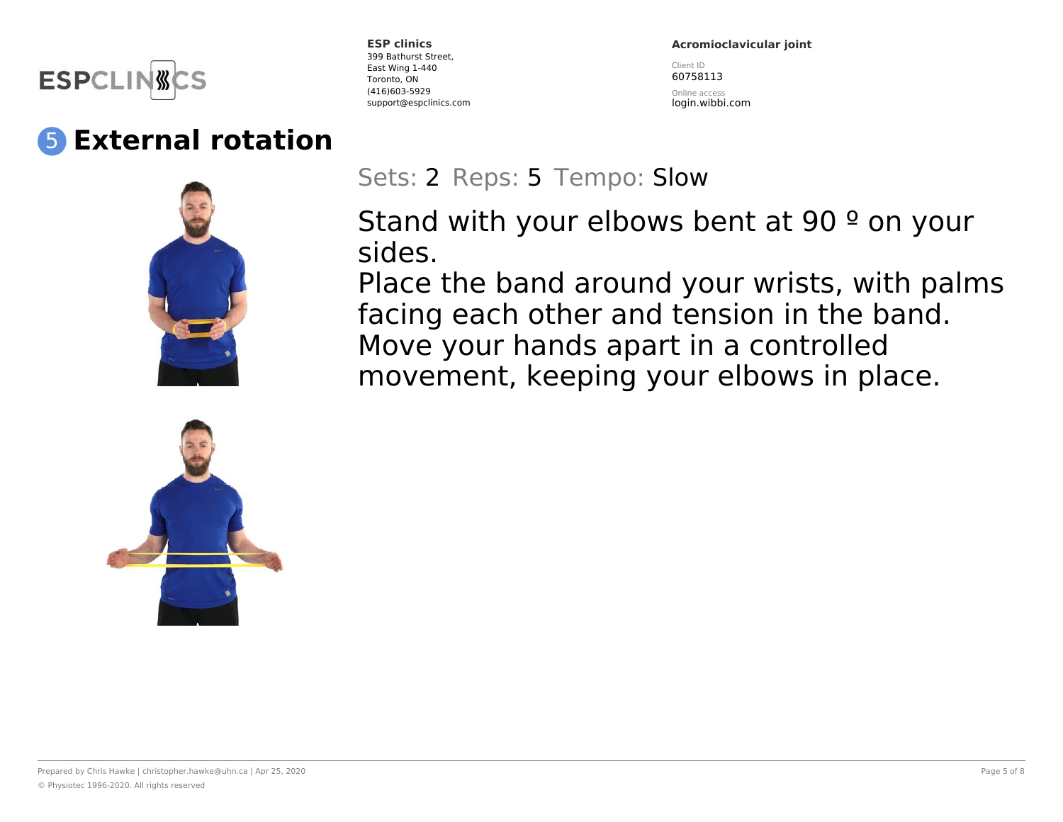# 5 External rotation

Sets: 2 Reps: 5 Tempo: Slow

Stand with your elbows bent at 90 º on your sides.
Place the band around your wrists, with palms facing each other and tension in the band.
Move your hands apart in a controlled movement, keeping your elbows in place.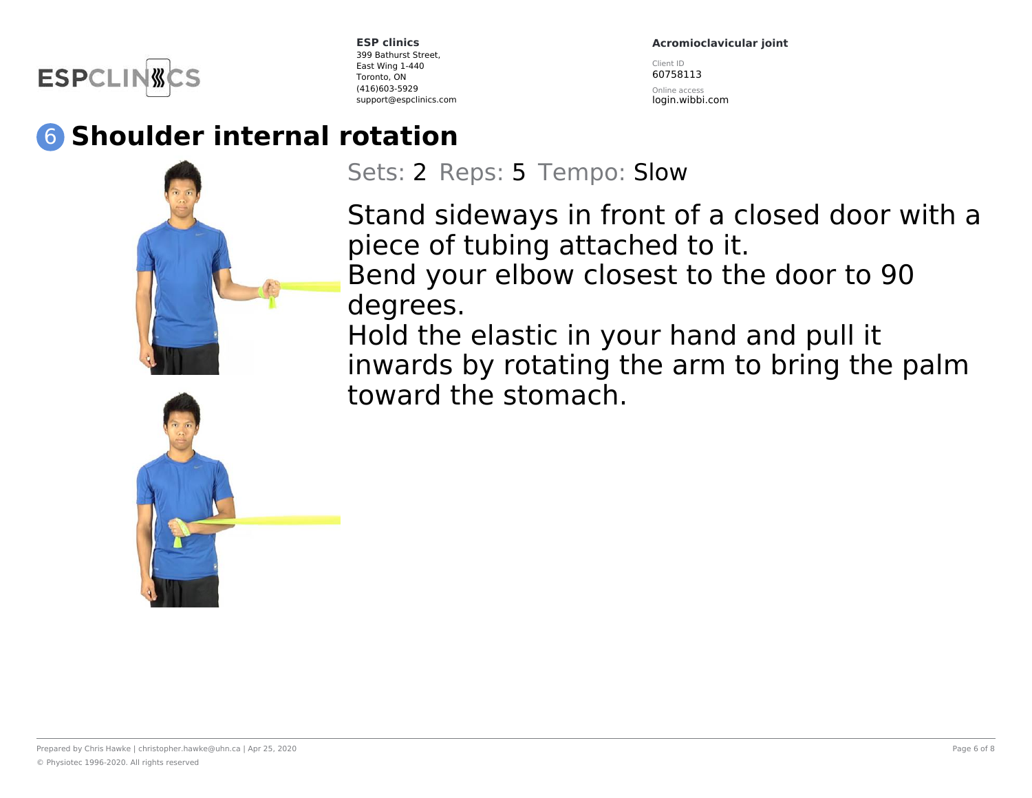ESP clinics
399 Bathurst Street,
East Wing 1-440
Toronto, ON
(416)603-5929
support@espclinics.com

**Acromioclavicular joint**

Client ID
60758113

Online access
login.wibbi.com

# 6 Shoulder internal rotation

Sets: 2 Reps: 5 Tempo: Slow

Stand sideways in front of a closed door with a piece of tubing attached to it.
Bend your elbow closest to the door to 90 degrees.
Hold the elastic in your hand and pull it inwards by rotating the arm to bring the palm toward the stomach.

Prepared by Chris Hawke | christopher.hawke@uhn.ca | Apr 25, 2020

© Physiotec 1996-2020. All rights reserved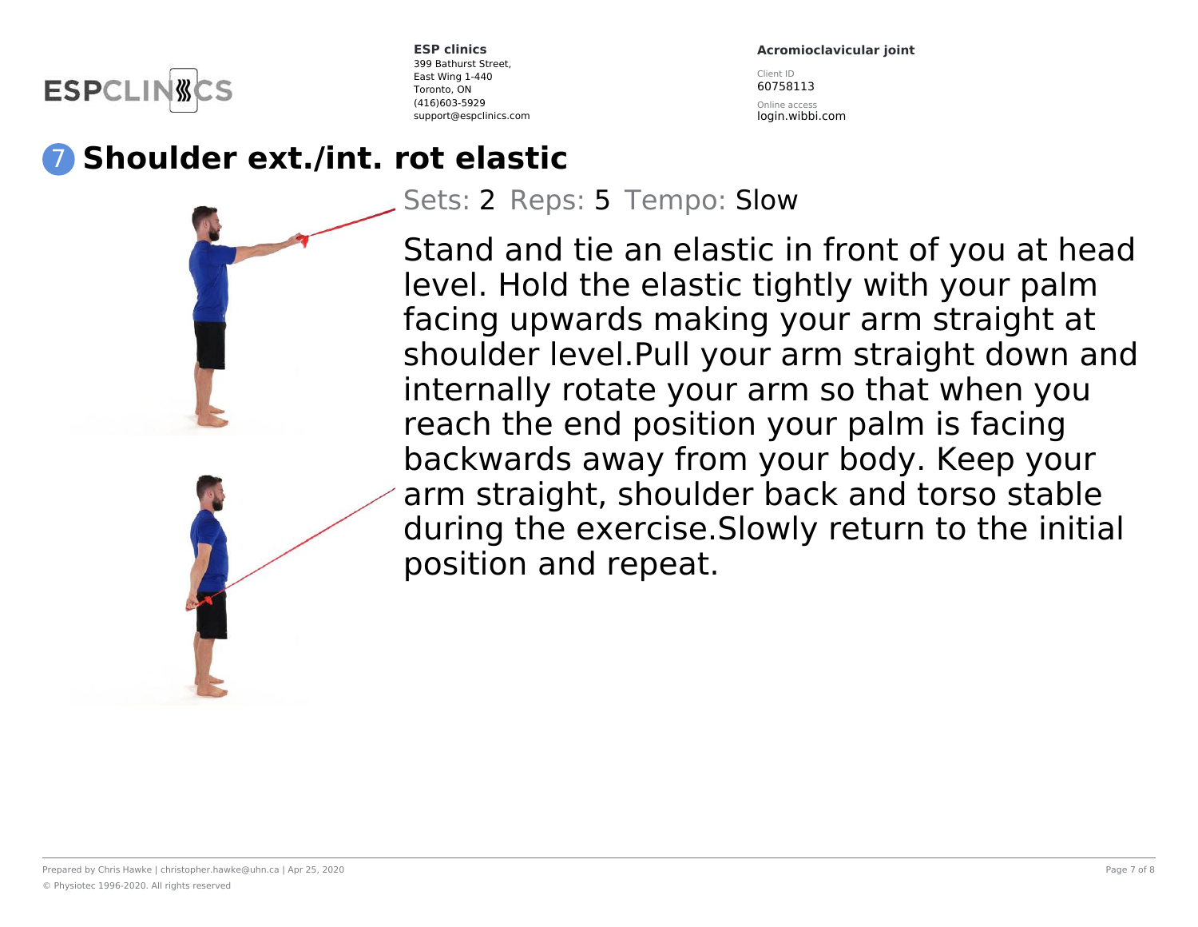# 7 Shoulder ext./int. rot elastic

Sets: 2 Reps: 5 Tempo: Slow

Stand and tie an elastic in front of you at head level. Hold the elastic tightly with your palm facing upwards making your arm straight at shoulder level.Pull your arm straight down and internally rotate your arm so that when you reach the end position your palm is facing backwards away from your body. Keep your arm straight, shoulder back and torso stable during the exercise.Slowly return to the initial position and repeat.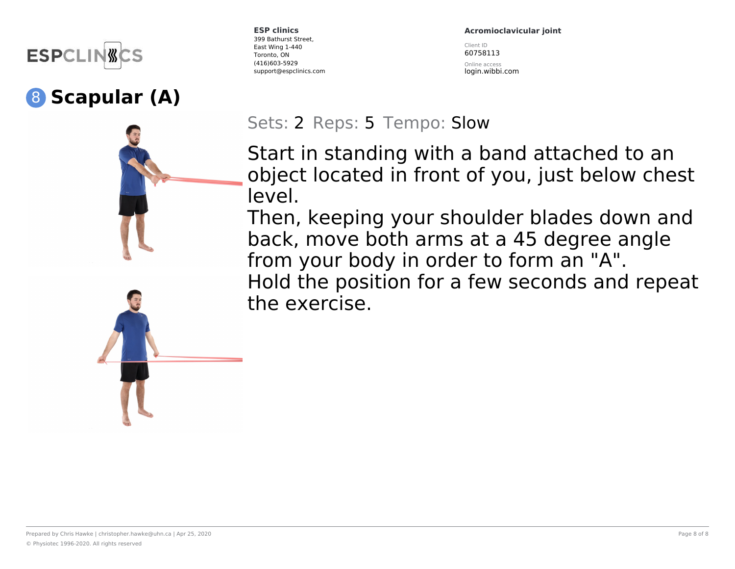ESP clinics
399 Bathurst Street,
East Wing 1-440
Toronto, ON
(416)603-5929
support@espclinics.com

**Acromioclavicular joint**

Client ID
60758113

Online access
login.wibbi.com

## 8 Scapular (A)

Sets: 2 Reps: 5 Tempo: Slow

Start in standing with a band attached to an object located in front of you, just below chest level.
Then, keeping your shoulder blades down and back, move both arms at a 45 degree angle from your body in order to form an "A".
Hold the position for a few seconds and repeat the exercise.

Prepared by Chris Hawke | christopher.hawke@uhn.ca | Apr 25, 2020

© Physiotec 1996-2020. All rights reserved